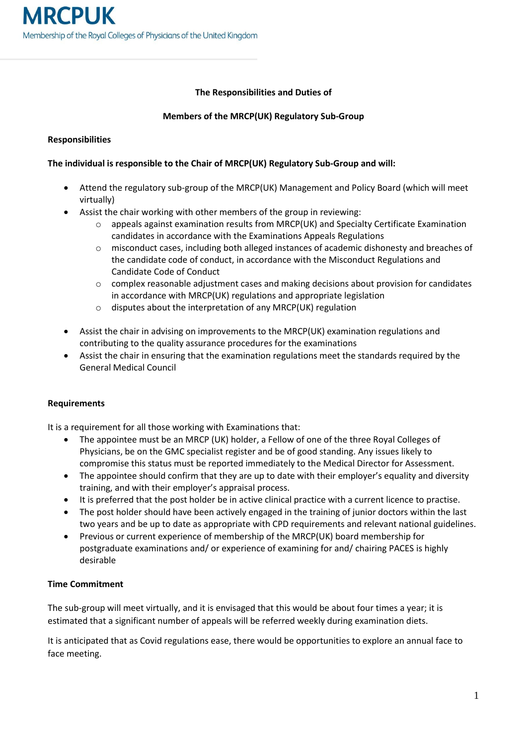# MRCPUK

Membership of the Royal Colleges of Physicians of the United Kingdom

## The Responsibilities and Duties of Members of the MRCP(UK) Regulatory Sub-Group

### Responsibilities

**The individual is responsible to the Chair of MRCP(UK) Regulatory Sub-Group and will:**

- Attend the regulatory sub-group of the MRCP(UK) Management and Policy Board (which will meet virtually)
- Assist the chair working with other members of the group in reviewing:
  - appeals against examination results from MRCP(UK) and Specialty Certificate Examination candidates in accordance with the Examinations Appeals Regulations
  - misconduct cases, including both alleged instances of academic dishonesty and breaches of the candidate code of conduct, in accordance with the Misconduct Regulations and Candidate Code of Conduct
  - complex reasonable adjustment cases and making decisions about provision for candidates in accordance with MRCP(UK) regulations and appropriate legislation
  - disputes about the interpretation of any MRCP(UK) regulation
- Assist the chair in advising on improvements to the MRCP(UK) examination regulations and contributing to the quality assurance procedures for the examinations
- Assist the chair in ensuring that the examination regulations meet the standards required by the General Medical Council

### Requirements

It is a requirement for all those working with Examinations that:

- The appointee must be an MRCP (UK) holder, a Fellow of one of the three Royal Colleges of Physicians, be on the GMC specialist register and be of good standing. Any issues likely to compromise this status must be reported immediately to the Medical Director for Assessment.
- The appointee should confirm that they are up to date with their employer's equality and diversity training, and with their employer's appraisal process.
- It is preferred that the post holder be in active clinical practice with a current licence to practise.
- The post holder should have been actively engaged in the training of junior doctors within the last two years and be up to date as appropriate with CPD requirements and relevant national guidelines.
- Previous or current experience of membership of the MRCP(UK) board membership for postgraduate examinations and/ or experience of examining for and/ chairing PACES is highly desirable

### Time Commitment

The sub-group will meet virtually, and it is envisaged that this would be about four times a year; it is estimated that a significant number of appeals will be referred weekly during examination diets.

It is anticipated that as Covid regulations ease, there would be opportunities to explore an annual face to face meeting.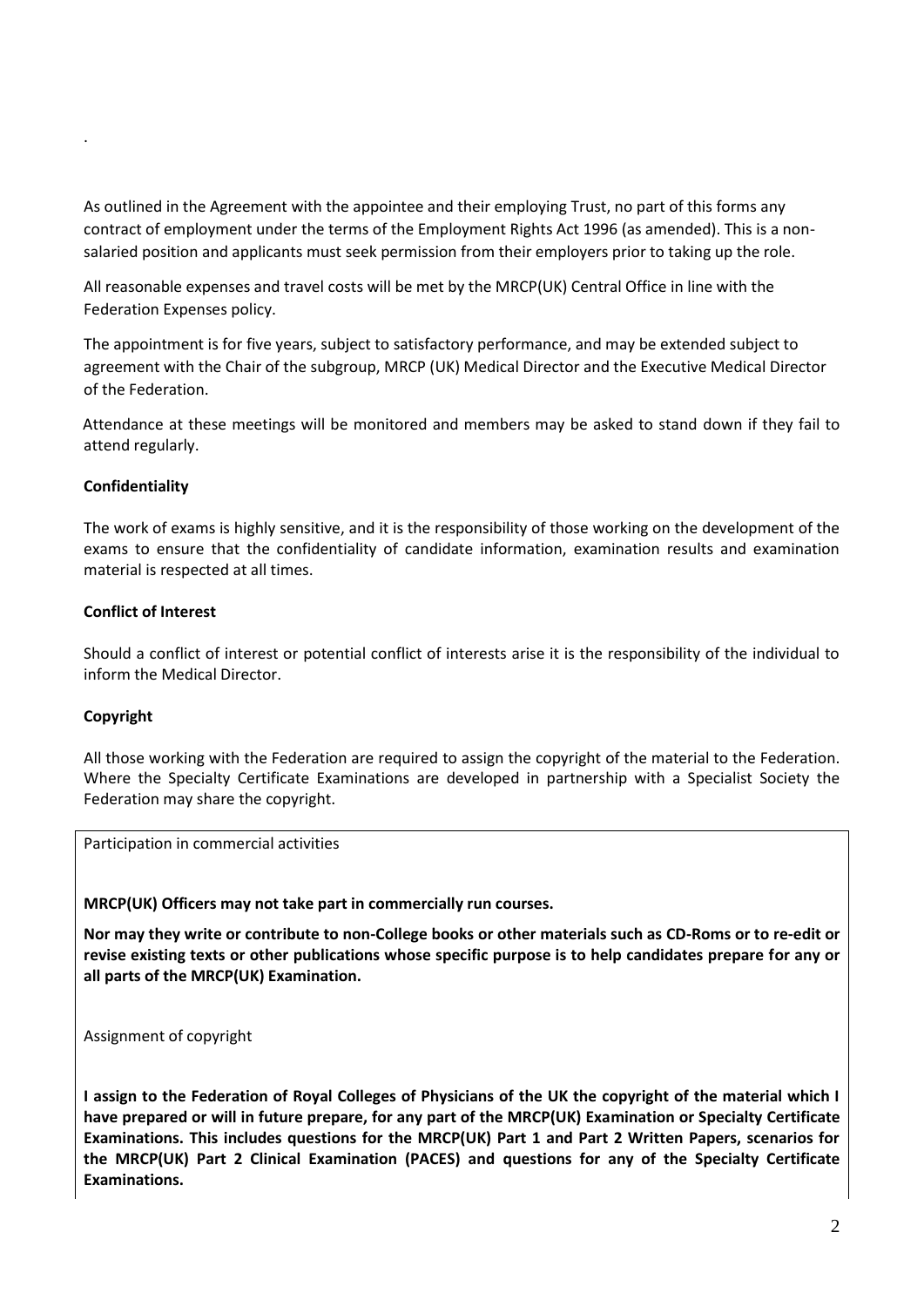.

As outlined in the Agreement with the appointee and their employing Trust, no part of this forms any contract of employment under the terms of the Employment Rights Act 1996 (as amended). This is a non-salaried position and applicants must seek permission from their employers prior to taking up the role.

All reasonable expenses and travel costs will be met by the MRCP(UK) Central Office in line with the Federation Expenses policy.

The appointment is for five years, subject to satisfactory performance, and may be extended subject to agreement with the Chair of the subgroup, MRCP (UK) Medical Director and the Executive Medical Director of the Federation.

Attendance at these meetings will be monitored and members may be asked to stand down if they fail to attend regularly.

**Confidentiality**

The work of exams is highly sensitive, and it is the responsibility of those working on the development of the exams to ensure that the confidentiality of candidate information, examination results and examination material is respected at all times.

**Conflict of Interest**

Should a conflict of interest or potential conflict of interests arise it is the responsibility of the individual to inform the Medical Director.

**Copyright**

All those working with the Federation are required to assign the copyright of the material to the Federation. Where the Specialty Certificate Examinations are developed in partnership with a Specialist Society the Federation may share the copyright.

Participation in commercial activities

**MRCP(UK) Officers may not take part in commercially run courses.**

**Nor may they write or contribute to non-College books or other materials such as CD-Roms or to re-edit or revise existing texts or other publications whose specific purpose is to help candidates prepare for any or all parts of the MRCP(UK) Examination.**

Assignment of copyright

**I assign to the Federation of Royal Colleges of Physicians of the UK the copyright of the material which I have prepared or will in future prepare, for any part of the MRCP(UK) Examination or Specialty Certificate Examinations. This includes questions for the MRCP(UK) Part 1 and Part 2 Written Papers, scenarios for the MRCP(UK) Part 2 Clinical Examination (PACES) and questions for any of the Specialty Certificate Examinations.**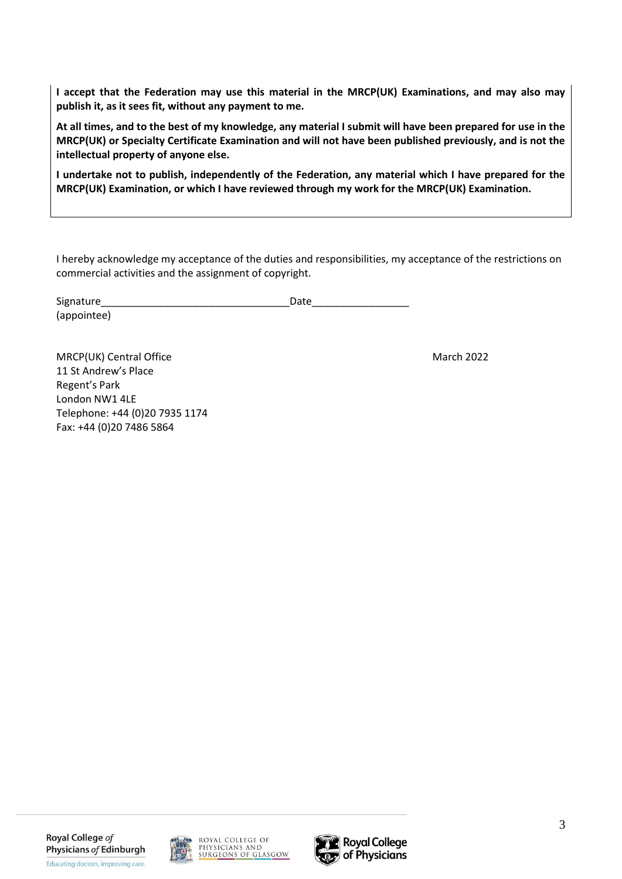**I accept that the Federation may use this material in the MRCP(UK) Examinations, and may also may publish it, as it sees fit, without any payment to me.**

**At all times, and to the best of my knowledge, any material I submit will have been prepared for use in the MRCP(UK) or Specialty Certificate Examination and will not have been published previously, and is not the intellectual property of anyone else.**

**I undertake not to publish, independently of the Federation, any material which I have prepared for the MRCP(UK) Examination, or which I have reviewed through my work for the MRCP(UK) Examination.**

I hereby acknowledge my acceptance of the duties and responsibilities, my acceptance of the restrictions on commercial activities and the assignment of copyright.

Signature________________________________Date_________________
(appointee)

MRCP(UK) Central Office
11 St Andrew's Place
Regent's Park
London NW1 4LE
Telephone: +44 (0)20 7935 1174
Fax: +44 (0)20 7486 5864

March 2022

Royal College *of* Physicians *of* Edinburgh
Educating doctors, improving care.

ROYAL COLLEGE OF PHYSICIANS AND SURGEONS OF GLASGOW

Royal College of Physicians